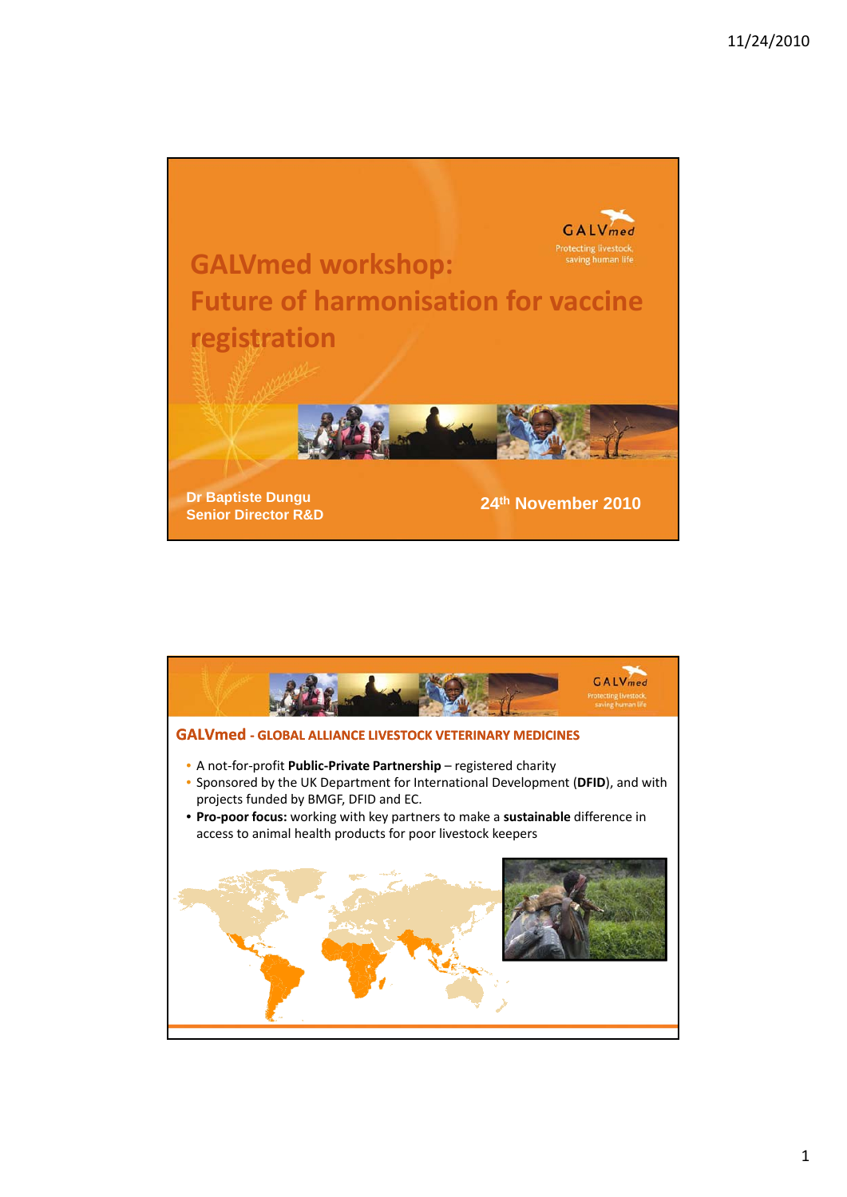# GALVmed workshop: Future of harmonisation for vaccine registration

GALVmed
Protecting livestock, saving human life

Dr Baptiste Dungu
Senior Director R&D

24th November 2010

---

## GALVmed - GLOBAL ALLIANCE LIVESTOCK VETERINARY MEDICINES

- A not-for-profit **Public-Private Partnership** – registered charity
- Sponsored by the UK Department for International Development (**DFID**), and with projects funded by BMGF, DFID and EC.
- **Pro-poor focus:** working with key partners to make a **sustainable** difference in access to animal health products for poor livestock keepers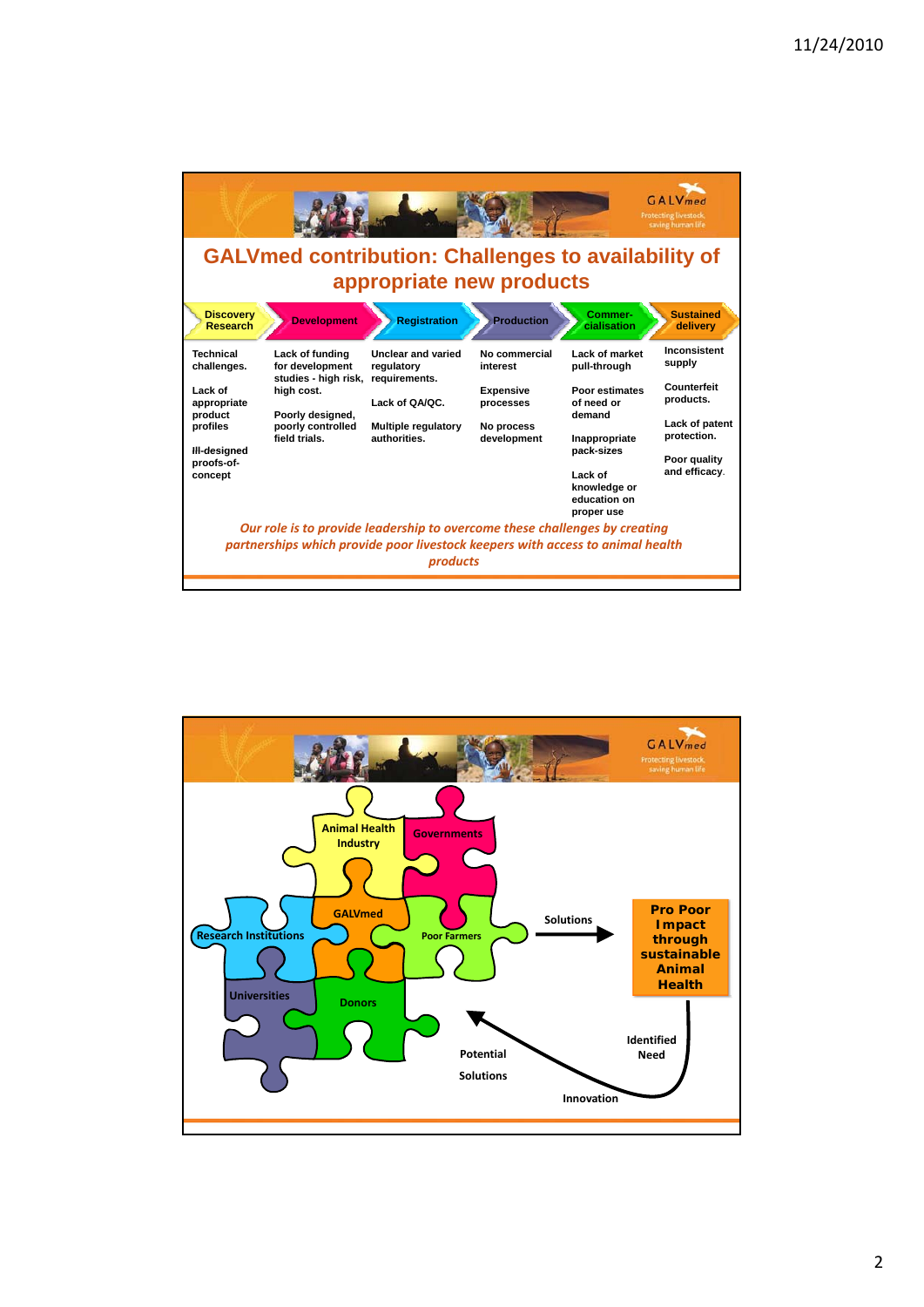## GALVmed contribution: Challenges to availability of appropriate new products

| Discovery Research | Development | Registration | Production | Commer-cialisation | Sustained delivery |
|---|---|---|---|---|---|
| Technical challenges. | Lack of funding for development studies - high risk, high cost. | Unclear and varied regulatory requirements. | No commercial interest | Lack of market pull-through | Inconsistent supply |
| Lack of appropriate product profiles | Poorly designed, poorly controlled field trials. | Lack of QA/QC. | Expensive processes | Poor estimates of need or demand | Counterfeit products. |
| Ill-designed proofs-of-concept | | Multiple regulatory authorities. | No process development | Inappropriate pack-sizes | Lack of patent protection. |
| | | | | Lack of knowledge or education on proper use | Poor quality and efficacy. |

*Our role is to provide leadership to overcome these challenges by creating partnerships which provide poor livestock keepers with access to animal health products*

Animal Health Industry

Governments

GALVmed

Research Institutions

Poor Farmers

Universities

Donors

Solutions

**Pro Poor Impact through sustainable Animal Health**

Identified Need

Innovation

Potential Solutions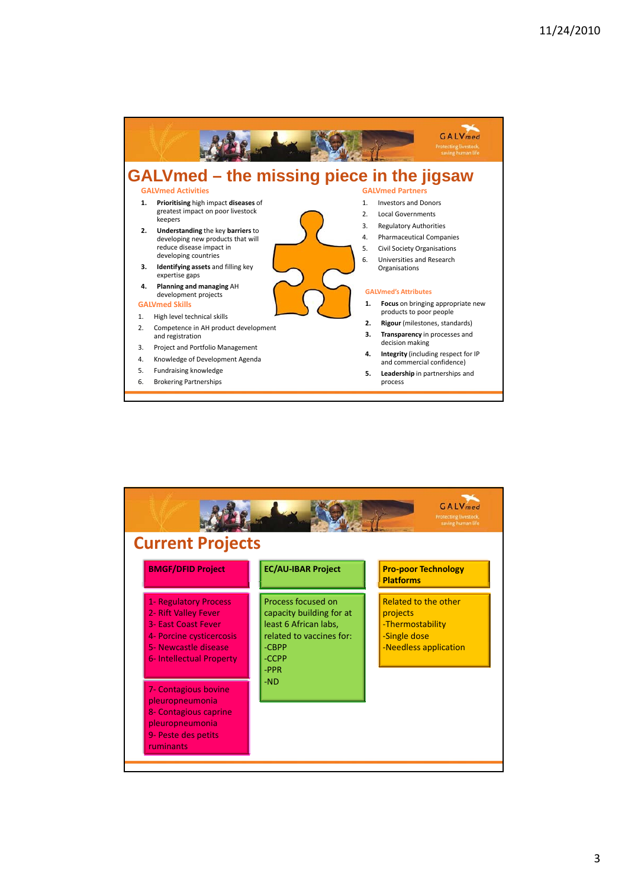# GALVmed – the missing piece in the jigsaw

### GALVmed Activities

1. **Prioritising** high impact **diseases** of greatest impact on poor livestock keepers
2. **Understanding** the key **barriers** to developing new products that will reduce disease impact in developing countries
3. **Identifying assets** and filling key expertise gaps
4. **Planning and managing** AH development projects

### GALVmed Skills

1. High level technical skills
2. Competence in AH product development and registration
3. Project and Portfolio Management
4. Knowledge of Development Agenda
5. Fundraising knowledge
6. Brokering Partnerships

### GALVmed Partners

1. Investors and Donors
2. Local Governments
3. Regulatory Authorities
4. Pharmaceutical Companies
5. Civil Society Organisations
6. Universities and Research Organisations

### GALVmed's Attributes

1. **Focus** on bringing appropriate new products to poor people
2. **Rigour** (milestones, standards)
3. **Transparency** in processes and decision making
4. **Integrity** (including respect for IP and commercial confidence)
5. **Leadership** in partnerships and process

# Current Projects

| BMGF/DFID Project | EC/AU-IBAR Project | Pro-poor Technology Platforms |
|---|---|---|
| 1- Regulatory Process<br>2- Rift Valley Fever<br>3- East Coast Fever<br>4- Porcine cysticercosis<br>5- Newcastle disease<br>6- Intellectual Property<br>7- Contagious bovine pleuropneumonia<br>8- Contagious caprine pleuropneumonia<br>9- Peste des petits ruminants | Process focused on capacity building for at least 6 African labs, related to vaccines for:<br>-CBPP<br>-CCPP<br>-PPR<br>-ND | Related to the other projects<br>-Thermostability<br>-Single dose<br>-Needless application |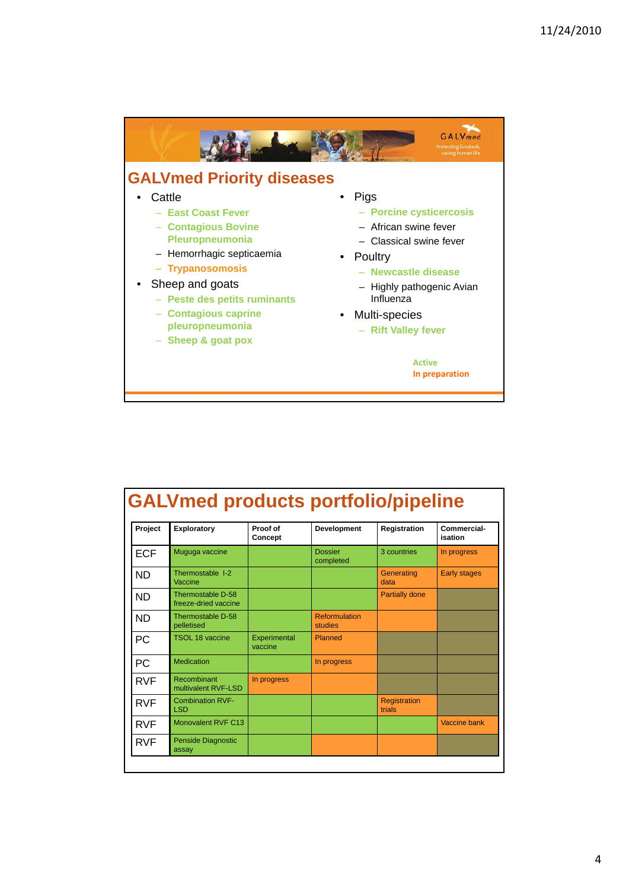## GALVmed Priority diseases

- Cattle
  - East Coast Fever
  - Contagious Bovine Pleuropneumonia
  - Hemorrhagic septicaemia
  - Trypanosomosis
- Sheep and goats
  - Peste des petits ruminants
  - Contagious caprine pleuropneumonia
  - Sheep & goat pox
- Pigs
  - Porcine cysticercosis
  - African swine fever
  - Classical swine fever
- Poultry
  - Newcastle disease
  - Highly pathogenic Avian Influenza
- Multi-species
  - Rift Valley fever

Active
In preparation

## GALVmed products portfolio/pipeline

| Project | Exploratory | Proof of Concept | Development | Registration | Commercial-isation |
|---|---|---|---|---|---|
| ECF | Muguga vaccine | | Dossier completed | 3 countries | In progress |
| ND | Thermostable I-2 Vaccine | | | Generating data | Early stages |
| ND | Thermostable D-58 freeze-dried vaccine | | | Partially done | |
| ND | Thermostable D-58 pelletised | | Reformulation studies | | |
| PC | TSOL 18 vaccine | Experimental vaccine | Planned | | |
| PC | Medication | | In progress | | |
| RVF | Recombinant multivalent RVF-LSD | In progress | | | |
| RVF | Combination RVF-LSD | | | Registration trials | |
| RVF | Monovalent RVF C13 | | | | Vaccine bank |
| RVF | Penside Diagnostic assay | | | | |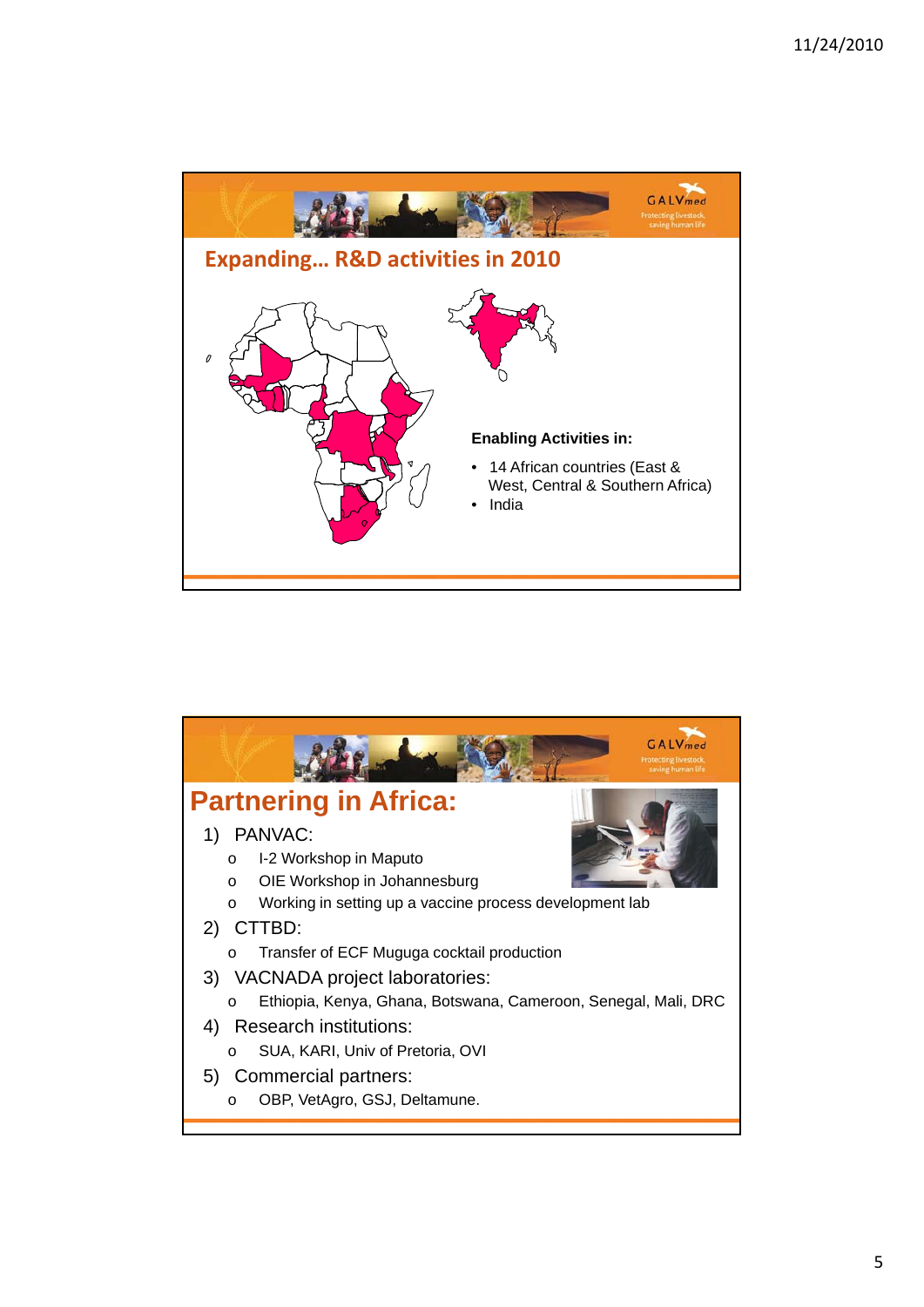## Expanding… R&D activities in 2010

**Enabling Activities in:**

- 14 African countries (East & West, Central & Southern Africa)
- India

## Partnering in Africa:

1) PANVAC:
   - I-2 Workshop in Maputo
   - OIE Workshop in Johannesburg
   - Working in setting up a vaccine process development lab
2) CTTBD:
   - Transfer of ECF Muguga cocktail production
3) VACNADA project laboratories:
   - Ethiopia, Kenya, Ghana, Botswana, Cameroon, Senegal, Mali, DRC
4) Research institutions:
   - SUA, KARI, Univ of Pretoria, OVI
5) Commercial partners:
   - OBP, VetAgro, GSJ, Deltamune.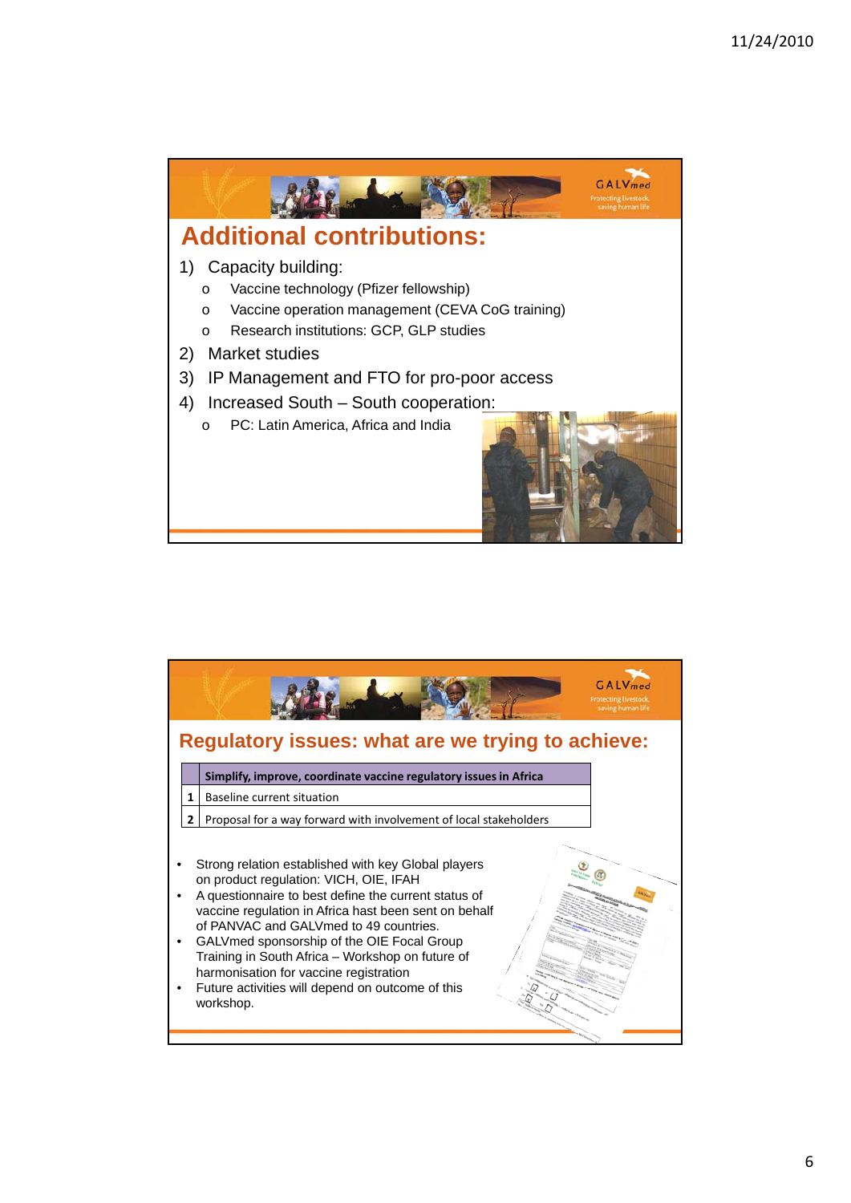## Additional contributions:

1) Capacity building:
   - Vaccine technology (Pfizer fellowship)
   - Vaccine operation management (CEVA CoG training)
   - Research institutions: GCP, GLP studies
2) Market studies
3) IP Management and FTO for pro-poor access
4) Increased South – South cooperation:
   - PC: Latin America, Africa and India

## Regulatory issues: what are we trying to achieve:

| | Simplify, improve, coordinate vaccine regulatory issues in Africa |
|---|---|
| 1 | Baseline current situation |
| 2 | Proposal for a way forward with involvement of local stakeholders |

- Strong relation established with key Global players on product regulation: VICH, OIE, IFAH
- A questionnaire to best define the current status of vaccine regulation in Africa hast been sent on behalf of PANVAC and GALVmed to 49 countries.
- GALVmed sponsorship of the OIE Focal Group Training in South Africa – Workshop on future of harmonisation for vaccine registration
- Future activities will depend on outcome of this workshop.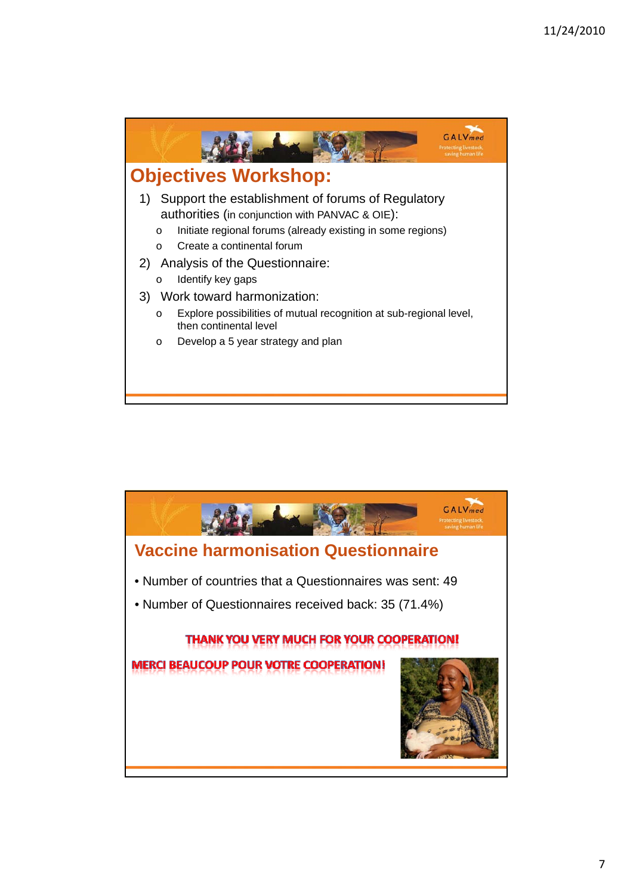## Objectives Workshop:

1) Support the establishment of forums of Regulatory authorities (in conjunction with PANVAC & OIE):
   - Initiate regional forums (already existing in some regions)
   - Create a continental forum
2) Analysis of the Questionnaire:
   - Identify key gaps
3) Work toward harmonization:
   - Explore possibilities of mutual recognition at sub-regional level, then continental level
   - Develop a 5 year strategy and plan

## Vaccine harmonisation Questionnaire

- Number of countries that a Questionnaires was sent: 49
- Number of Questionnaires received back: 35 (71.4%)

**THANK YOU VERY MUCH FOR YOUR COOPERATION!**

**MERCI BEAUCOUP POUR VOTRE COOPERATION!**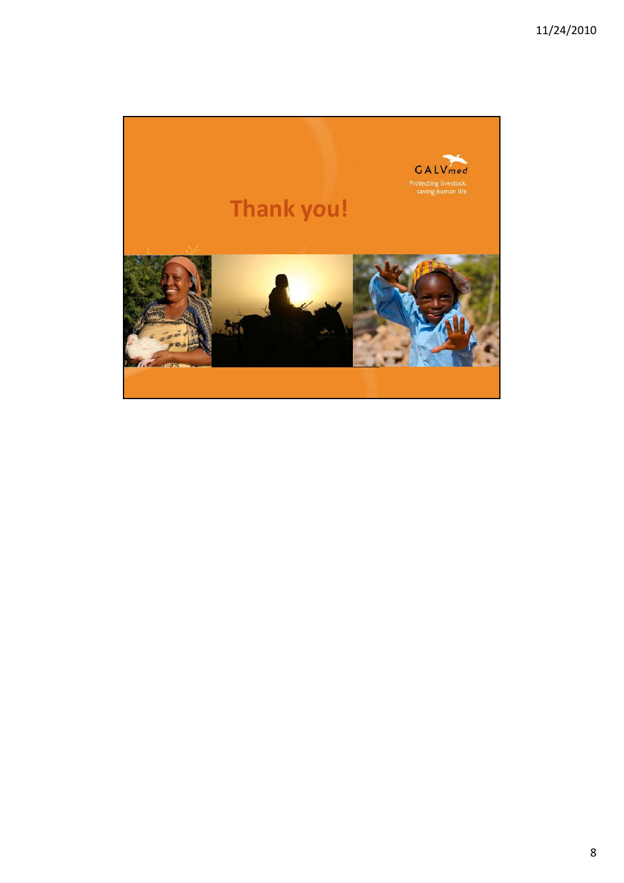GALVmed

Protecting livestock, saving human life

# Thank you!